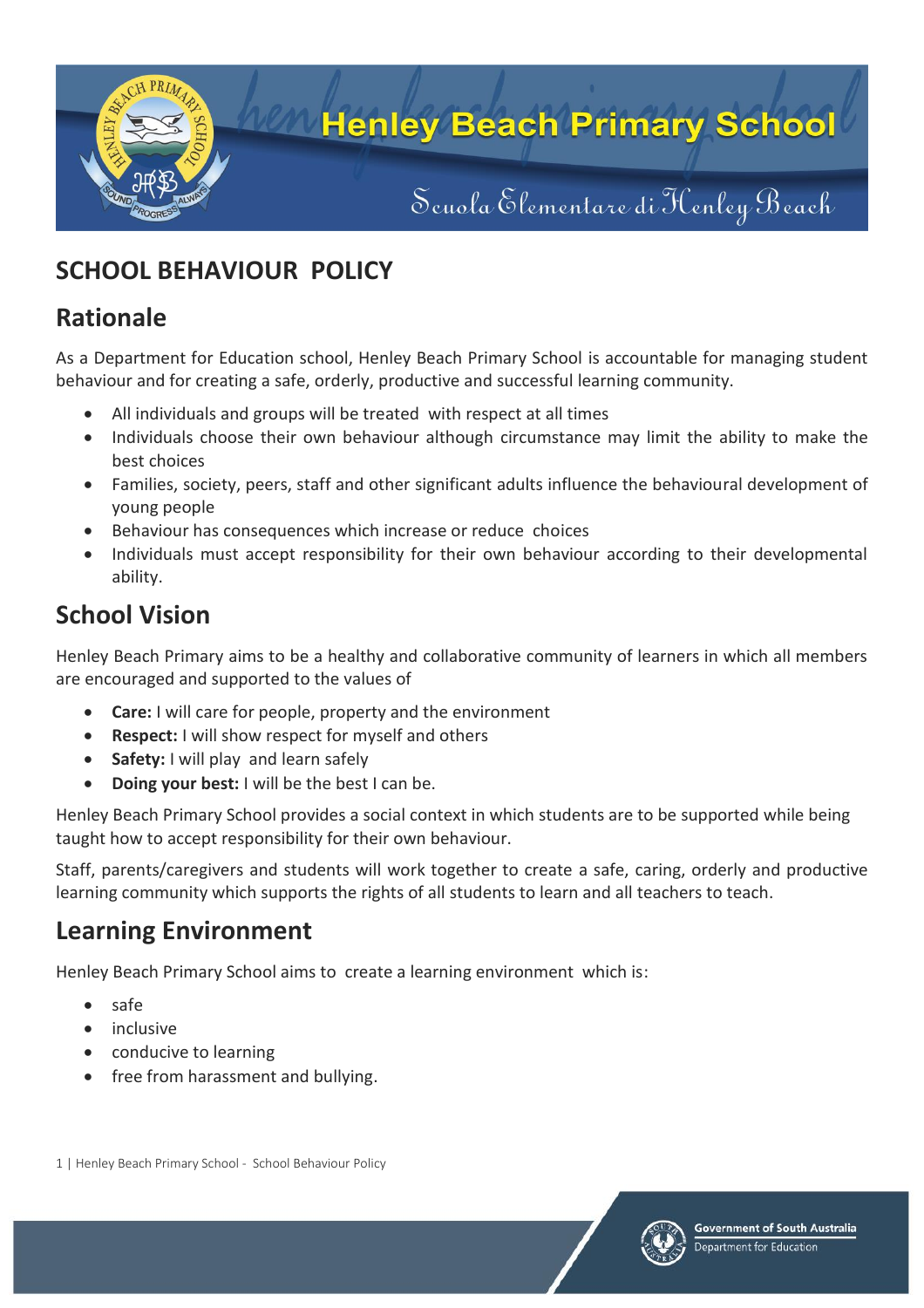# Henley Beach Primary School

Scuola Elementare di Henley Beach

## SCHOOL BEHAVIOUR POLICY

## Rationale

As a Department for Education school, Henley Beach Primary School is accountable for managing student behaviour and for creating a safe, orderly, productive and successful learning community.

- All individuals and groups will be treated with respect at all times
- Individuals choose their own behaviour although circumstance may limit the ability to make the best choices
- Families, society, peers, staff and other significant adults influence the behavioural development of young people
- Behaviour has consequences which increase or reduce choices
- Individuals must accept responsibility for their own behaviour according to their developmental ability.

## School Vision

Henley Beach Primary aims to be a healthy and collaborative community of learners in which all members are encouraged and supported to the values of

- **Care:** I will care for people, property and the environment
- **Respect:** I will show respect for myself and others
- **Safety:** I will play and learn safely
- **Doing your best:** I will be the best I can be.

Henley Beach Primary School provides a social context in which students are to be supported while being taught how to accept responsibility for their own behaviour.

Staff, parents/caregivers and students will work together to create a safe, caring, orderly and productive learning community which supports the rights of all students to learn and all teachers to teach.

## Learning Environment

Henley Beach Primary School aims to create a learning environment which is:

- safe
- inclusive
- conducive to learning
- free from harassment and bullying.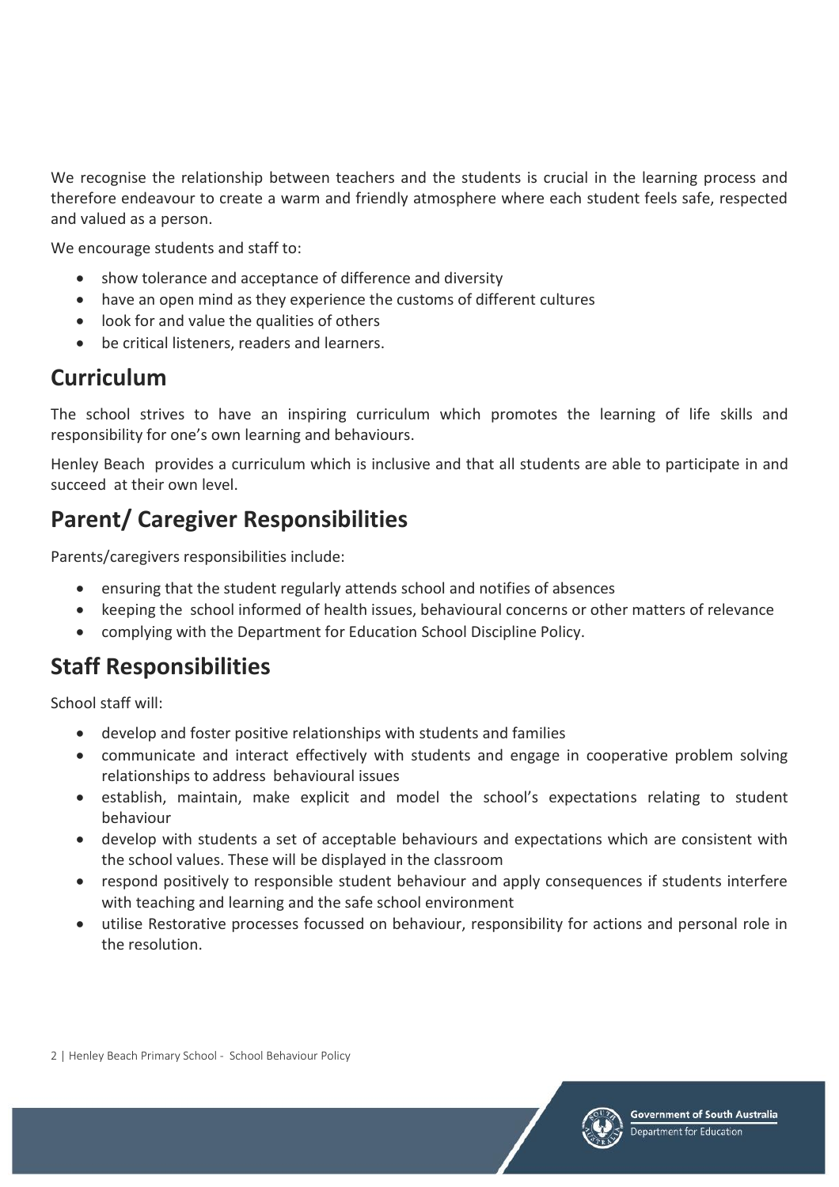We recognise the relationship between teachers and the students is crucial in the learning process and therefore endeavour to create a warm and friendly atmosphere where each student feels safe, respected and valued as a person.

We encourage students and staff to:

- show tolerance and acceptance of difference and diversity
- have an open mind as they experience the customs of different cultures
- look for and value the qualities of others
- be critical listeners, readers and learners.

## Curriculum

The school strives to have an inspiring curriculum which promotes the learning of life skills and responsibility for one's own learning and behaviours.

Henley Beach provides a curriculum which is inclusive and that all students are able to participate in and succeed at their own level.

## Parent/ Caregiver Responsibilities

Parents/caregivers responsibilities include:

- ensuring that the student regularly attends school and notifies of absences
- keeping the school informed of health issues, behavioural concerns or other matters of relevance
- complying with the Department for Education School Discipline Policy.

## Staff Responsibilities

School staff will:

- develop and foster positive relationships with students and families
- communicate and interact effectively with students and engage in cooperative problem solving relationships to address behavioural issues
- establish, maintain, make explicit and model the school's expectations relating to student behaviour
- develop with students a set of acceptable behaviours and expectations which are consistent with the school values. These will be displayed in the classroom
- respond positively to responsible student behaviour and apply consequences if students interfere with teaching and learning and the safe school environment
- utilise Restorative processes focussed on behaviour, responsibility for actions and personal role in the resolution.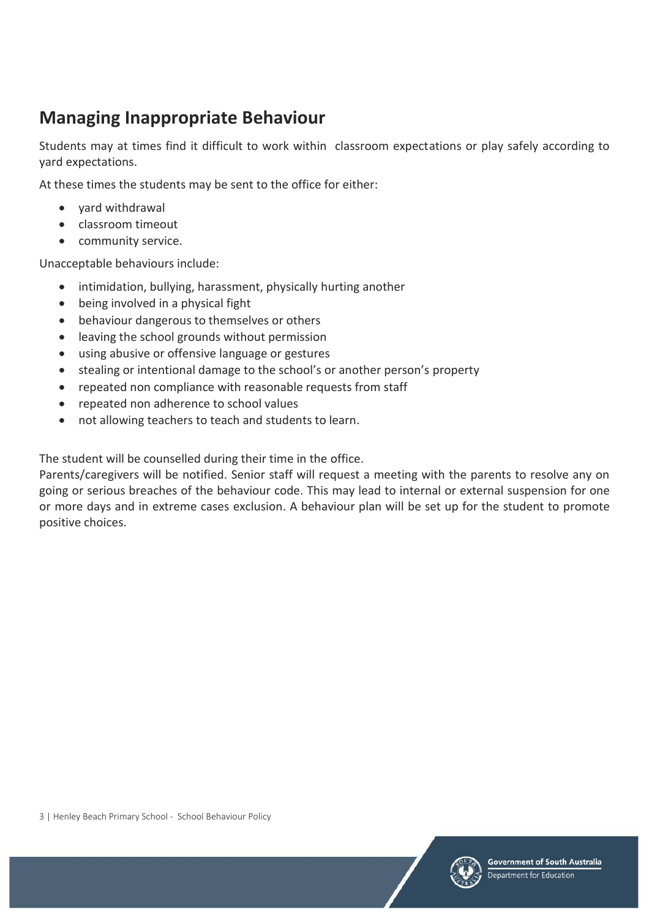## Managing Inappropriate Behaviour

Students may at times find it difficult to work within classroom expectations or play safely according to yard expectations.

At these times the students may be sent to the office for either:

- yard withdrawal
- classroom timeout
- community service.

Unacceptable behaviours include:

- intimidation, bullying, harassment, physically hurting another
- being involved in a physical fight
- behaviour dangerous to themselves or others
- leaving the school grounds without permission
- using abusive or offensive language or gestures
- stealing or intentional damage to the school's or another person's property
- repeated non compliance with reasonable requests from staff
- repeated non adherence to school values
- not allowing teachers to teach and students to learn.

The student will be counselled during their time in the office.
Parents/caregivers will be notified. Senior staff will request a meeting with the parents to resolve any on going or serious breaches of the behaviour code. This may lead to internal or external suspension for one or more days and in extreme cases exclusion. A behaviour plan will be set up for the student to promote positive choices.